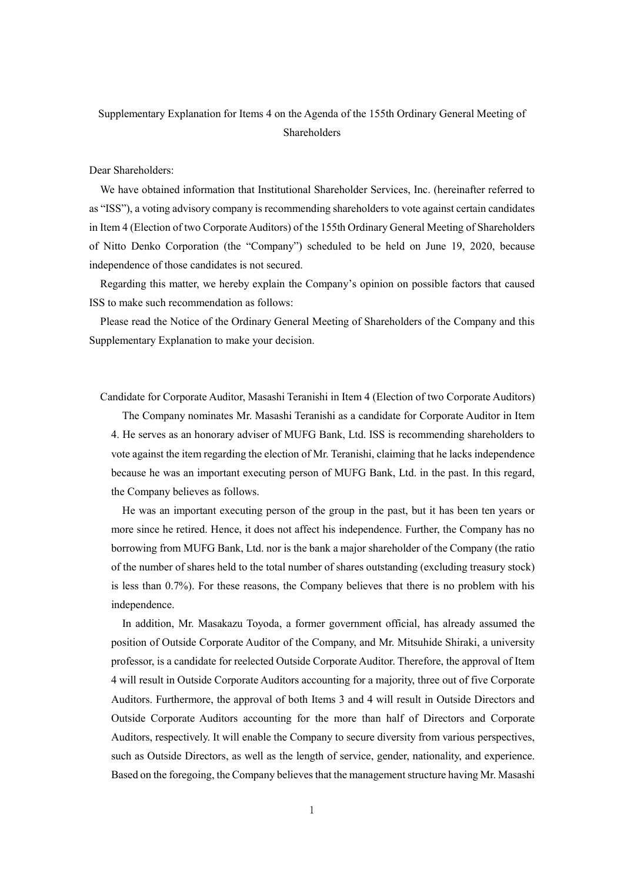# Supplementary Explanation for Items 4 on the Agenda of the 155th Ordinary General Meeting of Shareholders

Dear Shareholders:

We have obtained information that Institutional Shareholder Services, Inc. (hereinafter referred to as "ISS"), a voting advisory company is recommending shareholders to vote against certain candidates in Item 4 (Election of two Corporate Auditors) of the 155th Ordinary General Meeting of Shareholders of Nitto Denko Corporation (the "Company") scheduled to be held on June 19, 2020, because independence of those candidates is not secured.

Regarding this matter, we hereby explain the Company's opinion on possible factors that caused ISS to make such recommendation as follows:

Please read the Notice of the Ordinary General Meeting of Shareholders of the Company and this Supplementary Explanation to make your decision.

## Candidate for Corporate Auditor, Masashi Teranishi in Item 4 (Election of two Corporate Auditors)

The Company nominates Mr. Masashi Teranishi as a candidate for Corporate Auditor in Item 4. He serves as an honorary adviser of MUFG Bank, Ltd. ISS is recommending shareholders to vote against the item regarding the election of Mr. Teranishi, claiming that he lacks independence because he was an important executing person of MUFG Bank, Ltd. in the past. In this regard, the Company believes as follows.

He was an important executing person of the group in the past, but it has been ten years or more since he retired. Hence, it does not affect his independence. Further, the Company has no borrowing from MUFG Bank, Ltd. nor is the bank a major shareholder of the Company (the ratio of the number of shares held to the total number of shares outstanding (excluding treasury stock) is less than 0.7%). For these reasons, the Company believes that there is no problem with his independence.

In addition, Mr. Masakazu Toyoda, a former government official, has already assumed the position of Outside Corporate Auditor of the Company, and Mr. Mitsuhide Shiraki, a university professor, is a candidate for reelected Outside Corporate Auditor. Therefore, the approval of Item 4 will result in Outside Corporate Auditors accounting for a majority, three out of five Corporate Auditors. Furthermore, the approval of both Items 3 and 4 will result in Outside Directors and Outside Corporate Auditors accounting for the more than half of Directors and Corporate Auditors, respectively. It will enable the Company to secure diversity from various perspectives, such as Outside Directors, as well as the length of service, gender, nationality, and experience. Based on the foregoing, the Company believes that the management structure having Mr. Masashi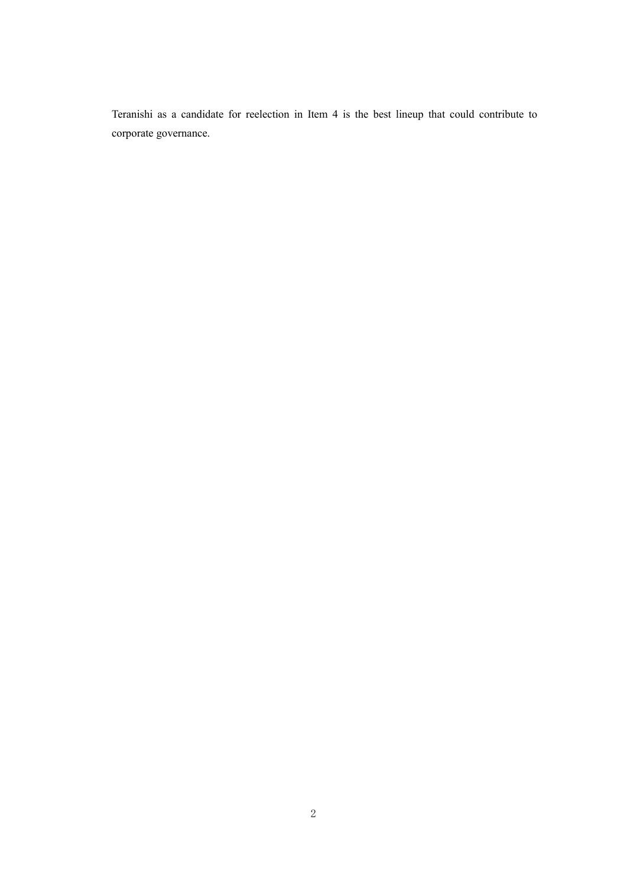Teranishi as a candidate for reelection in Item 4 is the best lineup that could contribute to corporate governance.